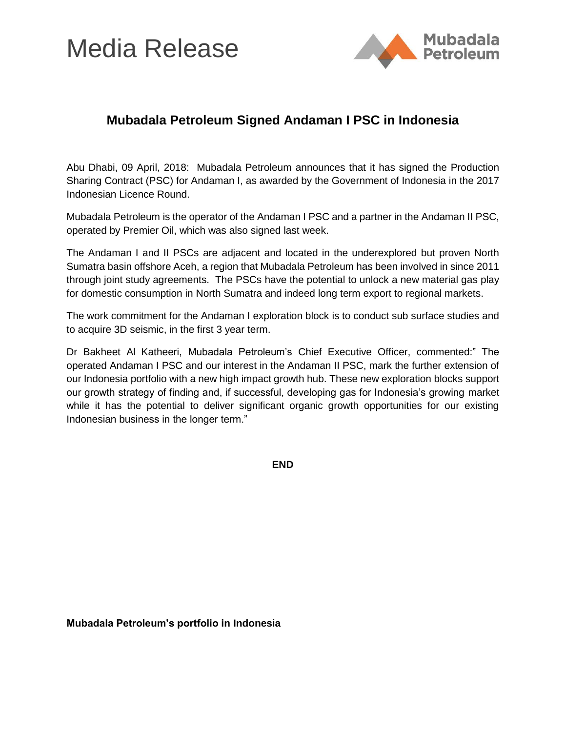# Media Release

Mubadala Petroleum

## Mubadala Petroleum Signed Andaman I PSC in Indonesia

Abu Dhabi, 09 April, 2018: Mubadala Petroleum announces that it has signed the Production Sharing Contract (PSC) for Andaman I, as awarded by the Government of Indonesia in the 2017 Indonesian Licence Round.

Mubadala Petroleum is the operator of the Andaman I PSC and a partner in the Andaman II PSC, operated by Premier Oil, which was also signed last week.

The Andaman I and II PSCs are adjacent and located in the underexplored but proven North Sumatra basin offshore Aceh, a region that Mubadala Petroleum has been involved in since 2011 through joint study agreements. The PSCs have the potential to unlock a new material gas play for domestic consumption in North Sumatra and indeed long term export to regional markets.

The work commitment for the Andaman I exploration block is to conduct sub surface studies and to acquire 3D seismic, in the first 3 year term.

Dr Bakheet Al Katheeri, Mubadala Petroleum's Chief Executive Officer, commented:" The operated Andaman I PSC and our interest in the Andaman II PSC, mark the further extension of our Indonesia portfolio with a new high impact growth hub. These new exploration blocks support our growth strategy of finding and, if successful, developing gas for Indonesia's growing market while it has the potential to deliver significant organic growth opportunities for our existing Indonesian business in the longer term."

**END**

**Mubadala Petroleum's portfolio in Indonesia**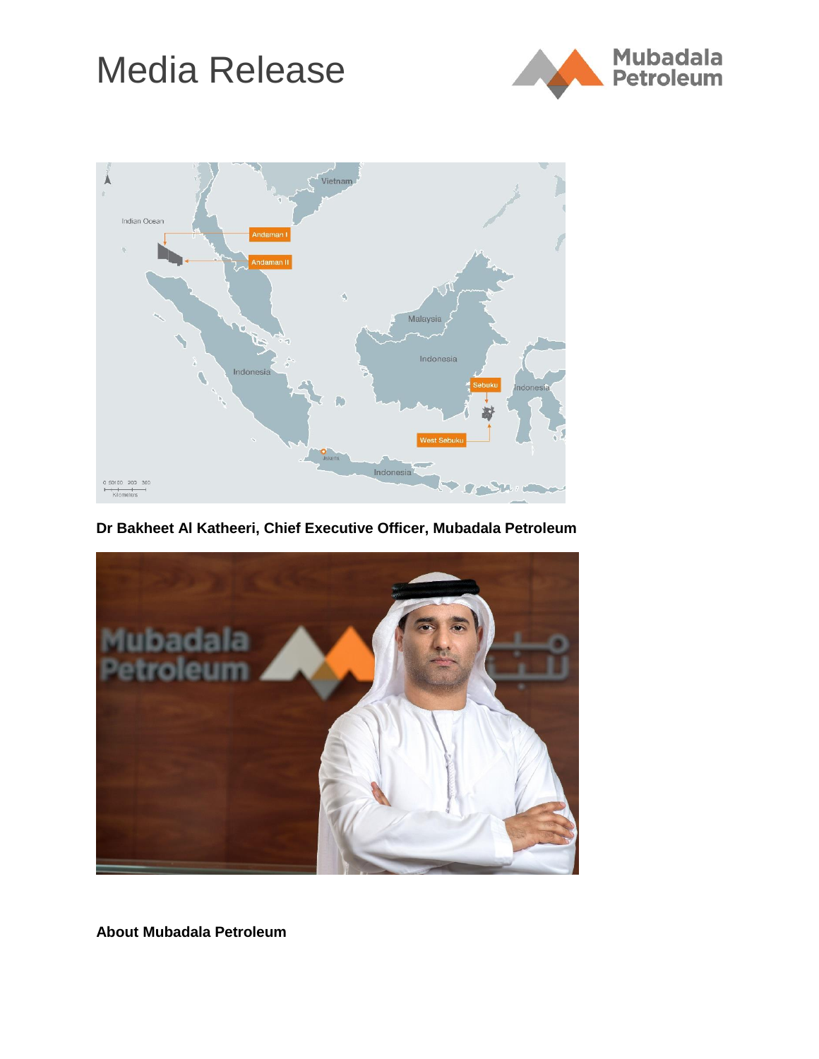# Media Release

**Dr Bakheet Al Katheeri, Chief Executive Officer, Mubadala Petroleum**

**About Mubadala Petroleum**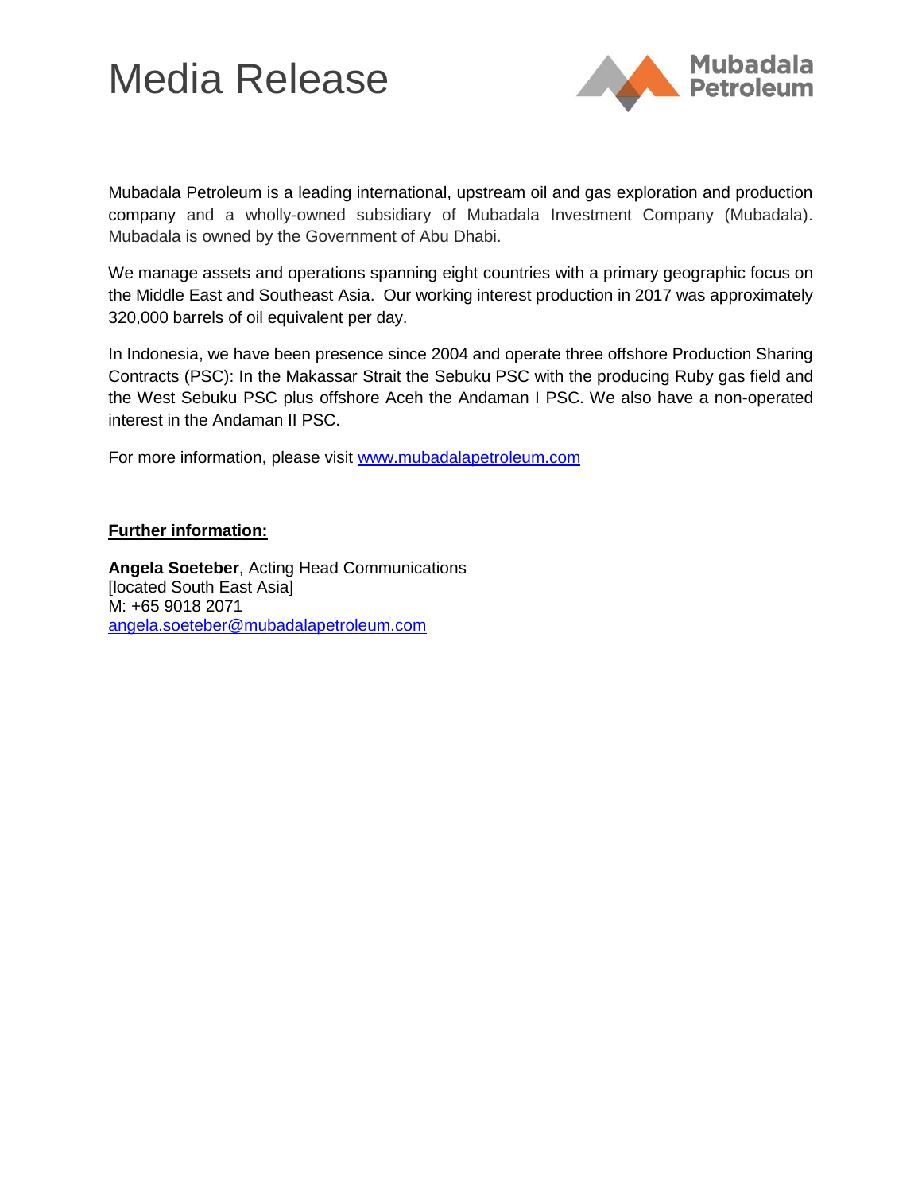# Media Release

Mubadala Petroleum is a leading international, upstream oil and gas exploration and production company and a wholly-owned subsidiary of Mubadala Investment Company (Mubadala). Mubadala is owned by the Government of Abu Dhabi.

We manage assets and operations spanning eight countries with a primary geographic focus on the Middle East and Southeast Asia. Our working interest production in 2017 was approximately 320,000 barrels of oil equivalent per day.

In Indonesia, we have been presence since 2004 and operate three offshore Production Sharing Contracts (PSC): In the Makassar Strait the Sebuku PSC with the producing Ruby gas field and the West Sebuku PSC plus offshore Aceh the Andaman I PSC. We also have a non-operated interest in the Andaman II PSC.

For more information, please visit [www.mubadalapetroleum.com](http://www.mubadalapetroleum.com)

**Further information:**

**Angela Soeteber**, Acting Head Communications
[located South East Asia]
M: +65 9018 2071
[angela.soeteber@mubadalapetroleum.com](mailto:angela.soeteber@mubadalapetroleum.com)